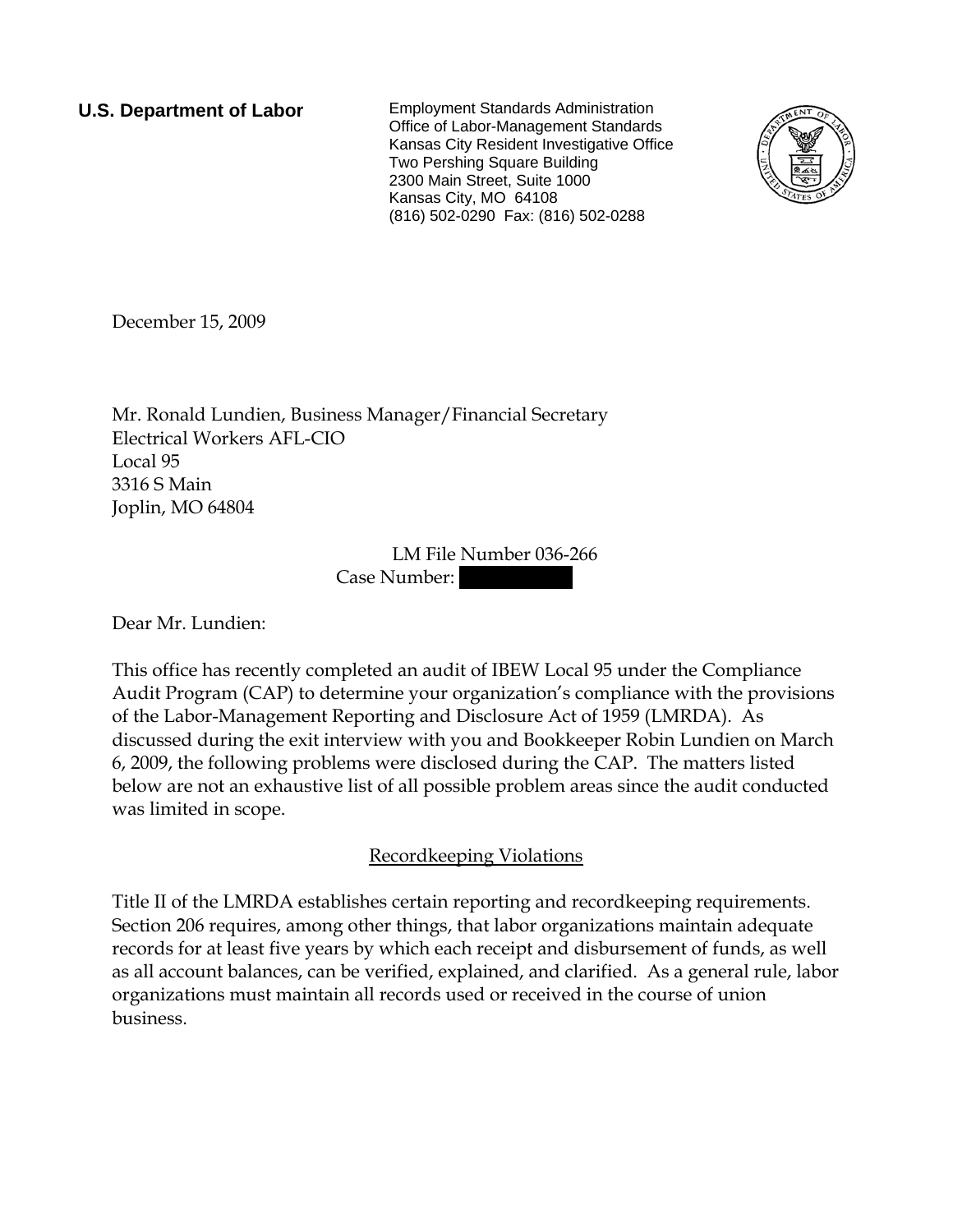**U.S. Department of Labor**

Employment Standards Administration
Office of Labor-Management Standards
Kansas City Resident Investigative Office
Two Pershing Square Building
2300 Main Street, Suite 1000
Kansas City, MO 64108
(816) 502-0290 Fax: (816) 502-0288

December 15, 2009

Mr. Ronald Lundien, Business Manager/Financial Secretary
Electrical Workers AFL-CIO
Local 95
3316 S Main
Joplin, MO 64804

LM File Number 036-266
Case Number:

Dear Mr. Lundien:

This office has recently completed an audit of IBEW Local 95 under the Compliance Audit Program (CAP) to determine your organization's compliance with the provisions of the Labor-Management Reporting and Disclosure Act of 1959 (LMRDA). As discussed during the exit interview with you and Bookkeeper Robin Lundien on March 6, 2009, the following problems were disclosed during the CAP. The matters listed below are not an exhaustive list of all possible problem areas since the audit conducted was limited in scope.

## Recordkeeping Violations

Title II of the LMRDA establishes certain reporting and recordkeeping requirements. Section 206 requires, among other things, that labor organizations maintain adequate records for at least five years by which each receipt and disbursement of funds, as well as all account balances, can be verified, explained, and clarified. As a general rule, labor organizations must maintain all records used or received in the course of union business.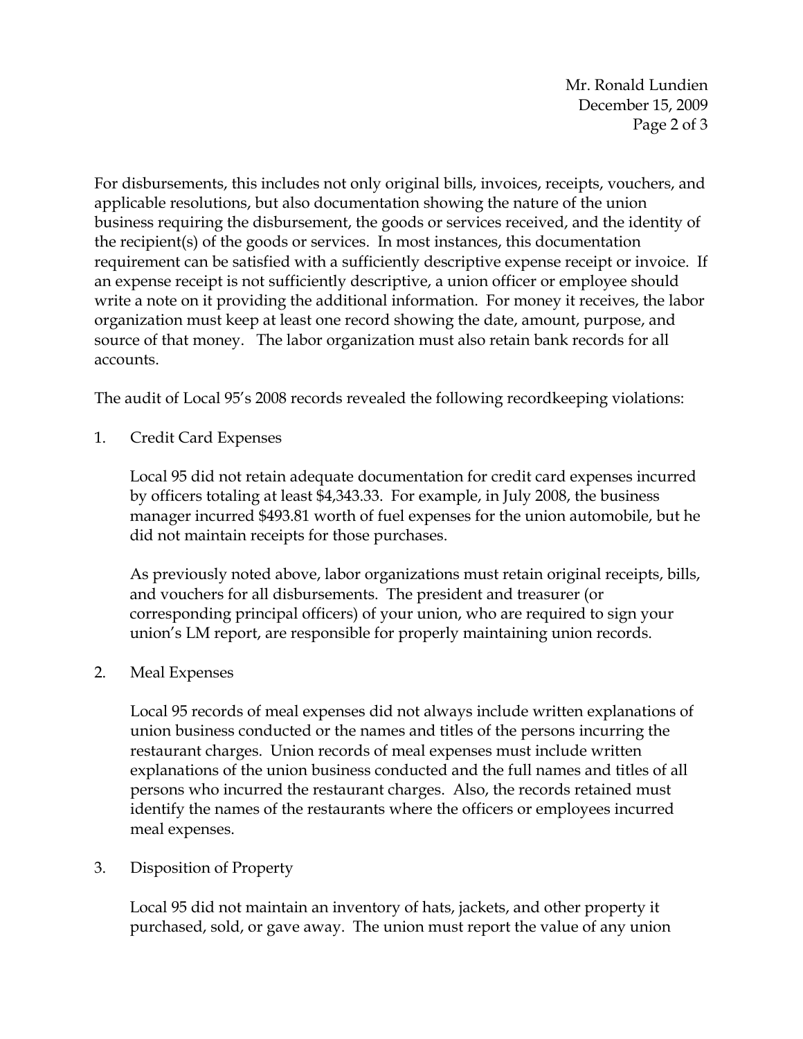For disbursements, this includes not only original bills, invoices, receipts, vouchers, and applicable resolutions, but also documentation showing the nature of the union business requiring the disbursement, the goods or services received, and the identity of the recipient(s) of the goods or services. In most instances, this documentation requirement can be satisfied with a sufficiently descriptive expense receipt or invoice. If an expense receipt is not sufficiently descriptive, a union officer or employee should write a note on it providing the additional information. For money it receives, the labor organization must keep at least one record showing the date, amount, purpose, and source of that money. The labor organization must also retain bank records for all accounts.

The audit of Local 95's 2008 records revealed the following recordkeeping violations:

1. Credit Card Expenses

   Local 95 did not retain adequate documentation for credit card expenses incurred by officers totaling at least $4,343.33. For example, in July 2008, the business manager incurred $493.81 worth of fuel expenses for the union automobile, but he did not maintain receipts for those purchases.

   As previously noted above, labor organizations must retain original receipts, bills, and vouchers for all disbursements. The president and treasurer (or corresponding principal officers) of your union, who are required to sign your union's LM report, are responsible for properly maintaining union records.

2. Meal Expenses

   Local 95 records of meal expenses did not always include written explanations of union business conducted or the names and titles of the persons incurring the restaurant charges. Union records of meal expenses must include written explanations of the union business conducted and the full names and titles of all persons who incurred the restaurant charges. Also, the records retained must identify the names of the restaurants where the officers or employees incurred meal expenses.

3. Disposition of Property

   Local 95 did not maintain an inventory of hats, jackets, and other property it purchased, sold, or gave away. The union must report the value of any union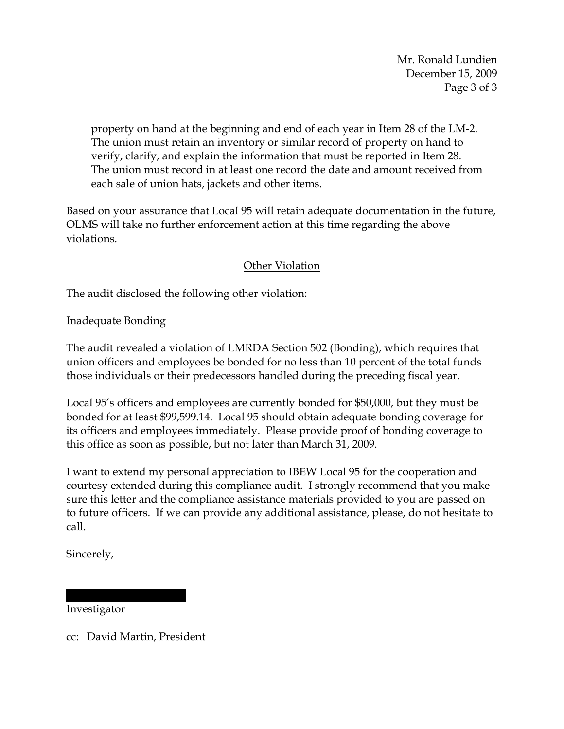property on hand at the beginning and end of each year in Item 28 of the LM-2. The union must retain an inventory or similar record of property on hand to verify, clarify, and explain the information that must be reported in Item 28. The union must record in at least one record the date and amount received from each sale of union hats, jackets and other items.

Based on your assurance that Local 95 will retain adequate documentation in the future, OLMS will take no further enforcement action at this time regarding the above violations.

## Other Violation

The audit disclosed the following other violation:

Inadequate Bonding

The audit revealed a violation of LMRDA Section 502 (Bonding), which requires that union officers and employees be bonded for no less than 10 percent of the total funds those individuals or their predecessors handled during the preceding fiscal year.

Local 95's officers and employees are currently bonded for $50,000, but they must be bonded for at least $99,599.14. Local 95 should obtain adequate bonding coverage for its officers and employees immediately. Please provide proof of bonding coverage to this office as soon as possible, but not later than March 31, 2009.

I want to extend my personal appreciation to IBEW Local 95 for the cooperation and courtesy extended during this compliance audit. I strongly recommend that you make sure this letter and the compliance assistance materials provided to you are passed on to future officers. If we can provide any additional assistance, please, do not hesitate to call.

Sincerely,

Investigator

cc: David Martin, President